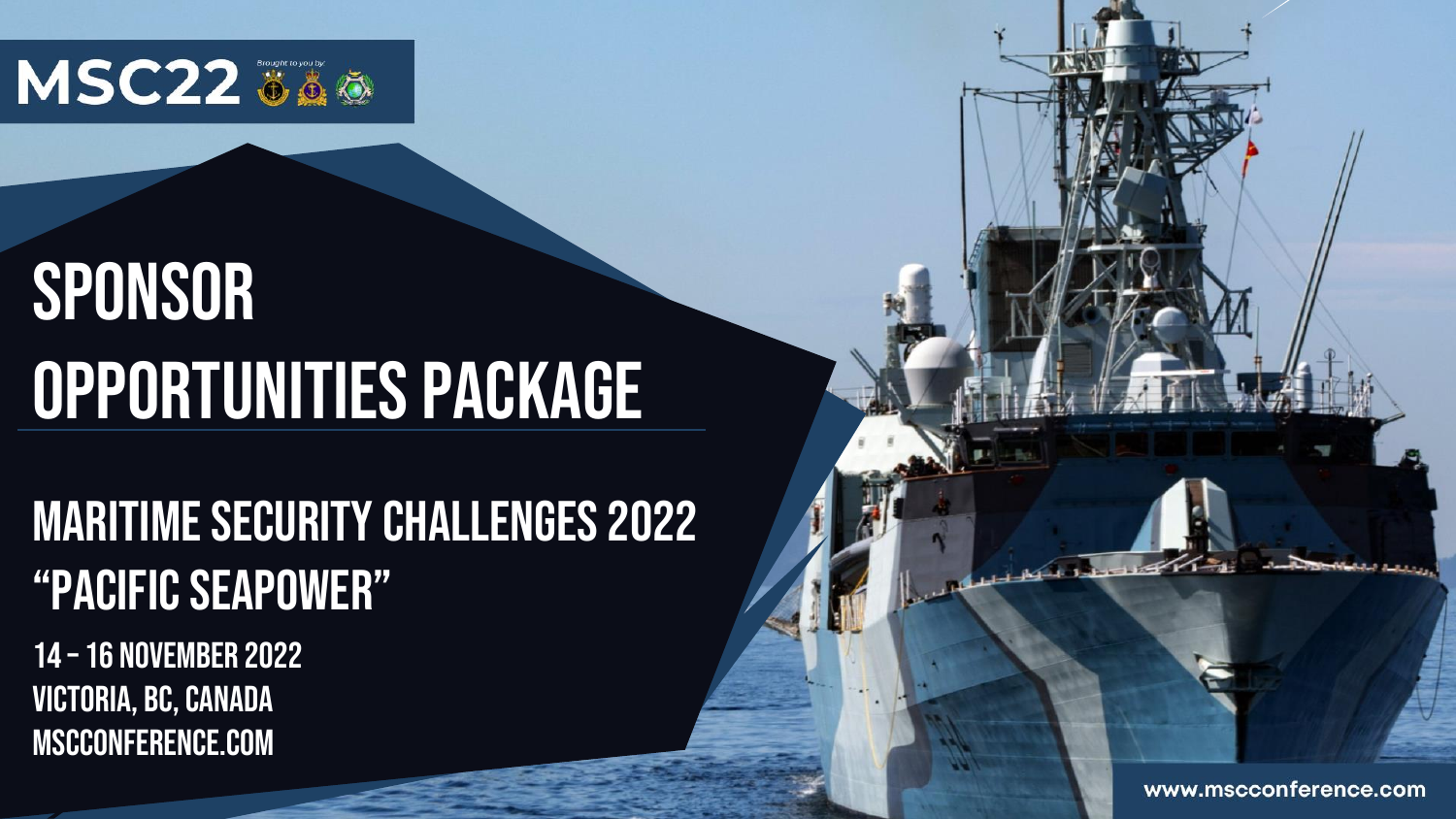MSC22

*Brought to you by:*

# SPONSOR OPPORTUNITIES PACKAGE

## MARITIME SECURITY CHALLENGES 2022 "PACIFIC SEAPOWER"

14 – 16 NOVEMBER 2022
VICTORIA, BC, CANADA
MSCCONFERENCE.COM

www.mscconference.com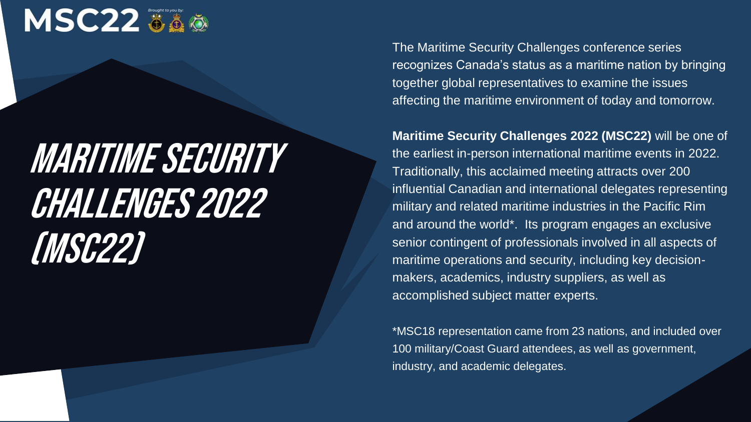MSC22

Brought to you by:

# MARITIME SECURITY CHALLENGES 2022 (MSC22)

The Maritime Security Challenges conference series recognizes Canada's status as a maritime nation by bringing together global representatives to examine the issues affecting the maritime environment of today and tomorrow.

**Maritime Security Challenges 2022 (MSC22)** will be one of the earliest in-person international maritime events in 2022. Traditionally, this acclaimed meeting attracts over 200 influential Canadian and international delegates representing military and related maritime industries in the Pacific Rim and around the world*. Its program engages an exclusive senior contingent of professionals involved in all aspects of maritime operations and security, including key decision-makers, academics, industry suppliers, as well as accomplished subject matter experts.

*MSC18 representation came from 23 nations, and included over 100 military/Coast Guard attendees, as well as government, industry, and academic delegates.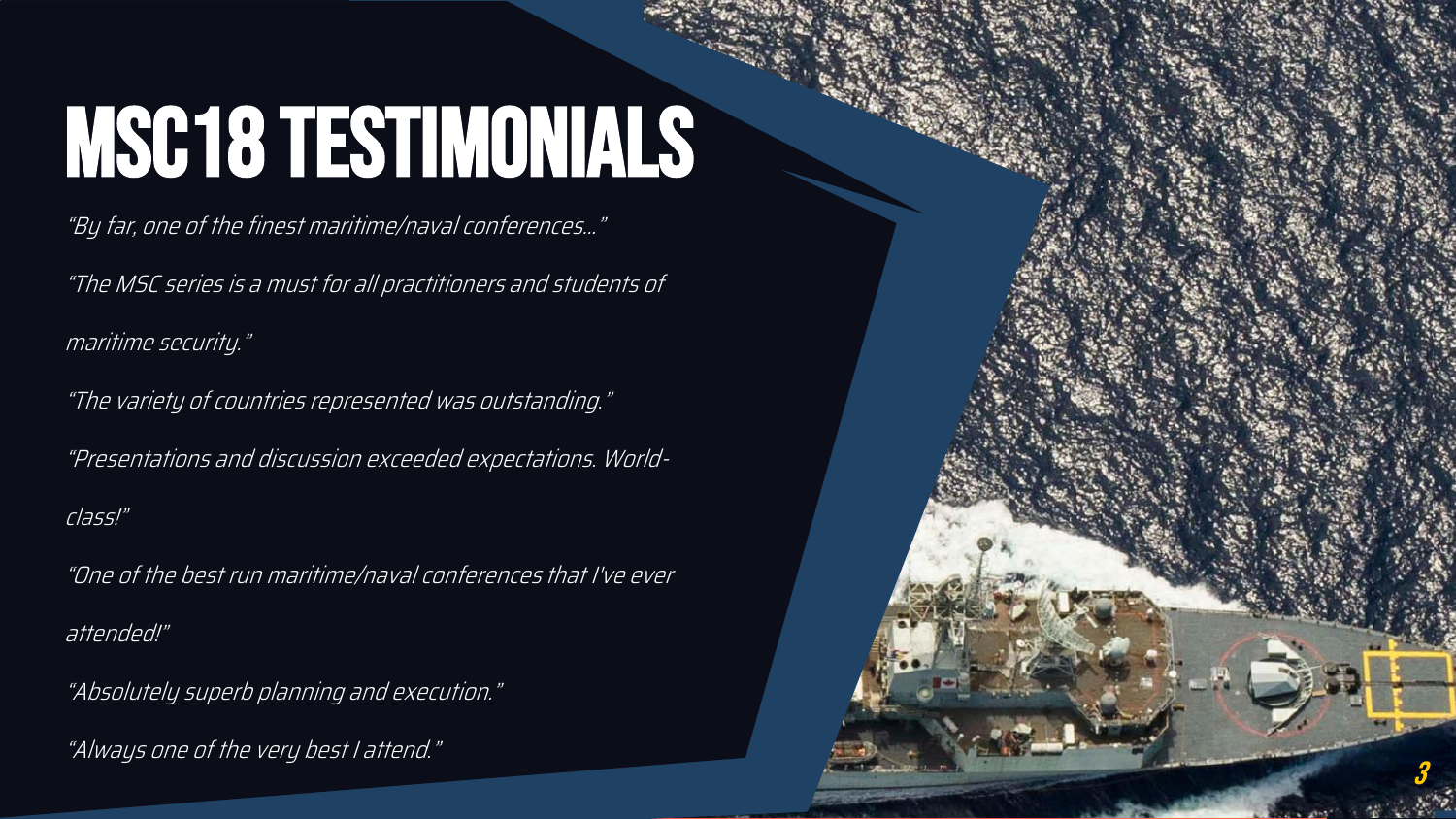# MSC18 TESTIMONIALS

*"By far, one of the finest maritime/naval conferences…"*

*"The MSC series is a must for all practitioners and students of maritime security."*

*"The variety of countries represented was outstanding."*

*"Presentations and discussion exceeded expectations. World-class!"*

*"One of the best run maritime/naval conferences that I've ever attended!"*

*"Absolutely superb planning and execution."*

*"Always one of the very best I attend."*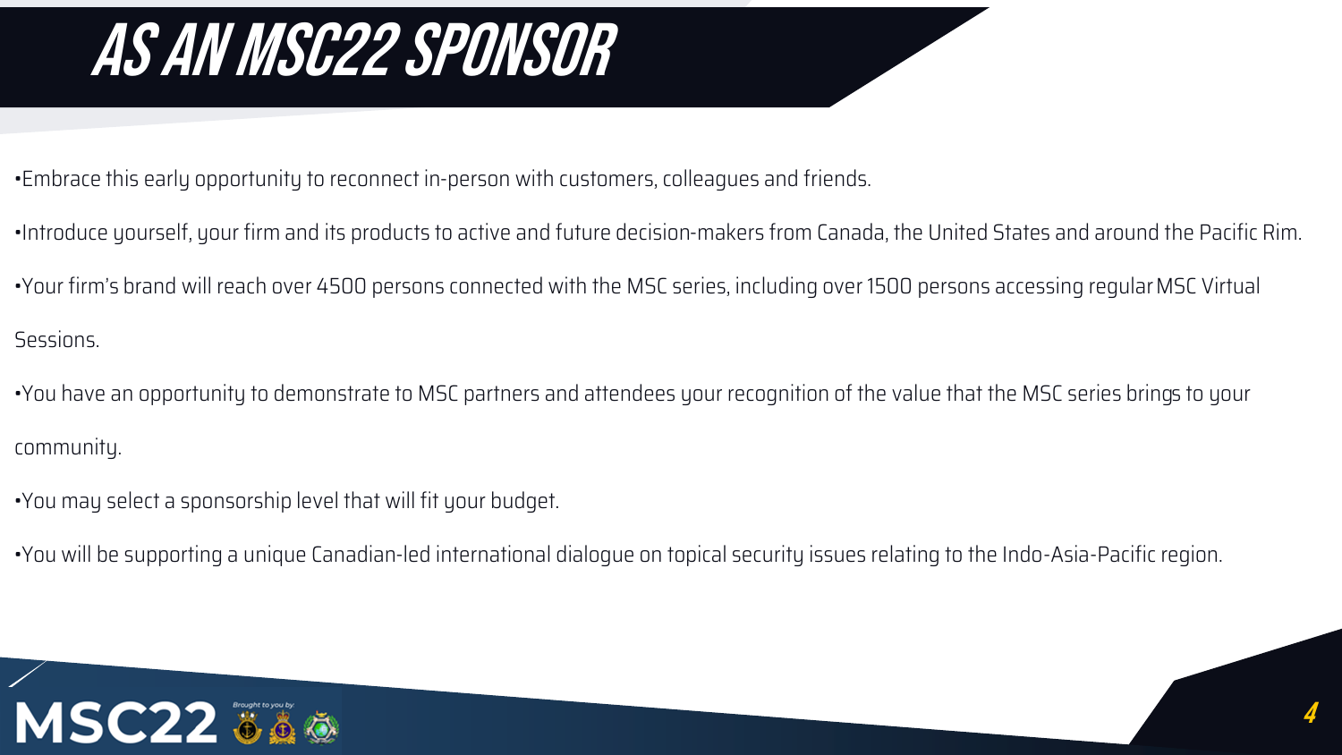# AS AN MSC22 SPONSOR

- Embrace this early opportunity to reconnect in-person with customers, colleagues and friends.
- Introduce yourself, your firm and its products to active and future decision-makers from Canada, the United States and around the Pacific Rim.
- Your firm's brand will reach over 4500 persons connected with the MSC series, including over 1500 persons accessing regular MSC Virtual Sessions.
- You have an opportunity to demonstrate to MSC partners and attendees your recognition of the value that the MSC series brings to your community.
- You may select a sponsorship level that will fit your budget.
- You will be supporting a unique Canadian-led international dialogue on topical security issues relating to the Indo-Asia-Pacific region.

MSC22 Brought to you by: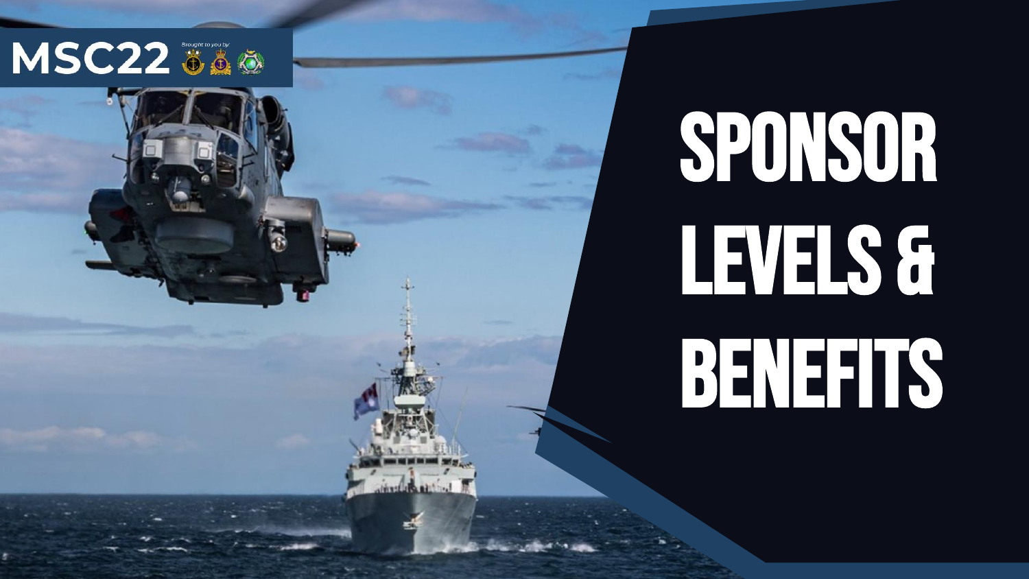MSC22

*Brought to you by:*

# SPONSOR LEVELS & BENEFITS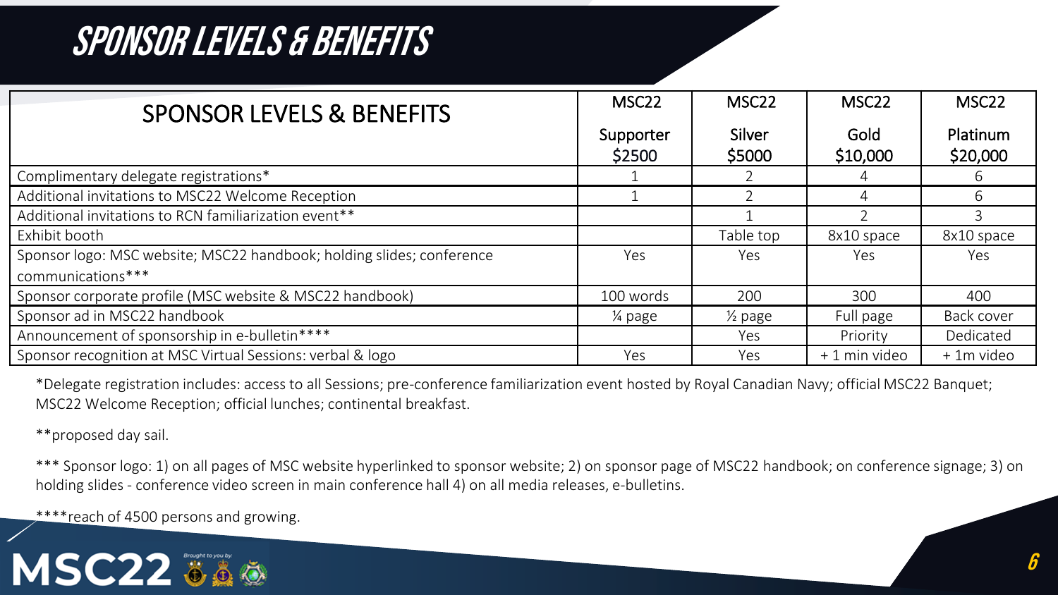# SPONSOR LEVELS & BENEFITS

| SPONSOR LEVELS & BENEFITS | MSC22 Supporter $2500 | MSC22 Silver $5000 | MSC22 Gold $10,000 | MSC22 Platinum $20,000 |
|---|---|---|---|---|
| Complimentary delegate registrations* | 1 | 2 | 4 | 6 |
| Additional invitations to MSC22 Welcome Reception | 1 | 2 | 4 | 6 |
| Additional invitations to RCN familiarization event** | | 1 | 2 | 3 |
| Exhibit booth | | Table top | 8x10 space | 8x10 space |
| Sponsor logo: MSC website; MSC22 handbook; holding slides; conference communications*** | Yes | Yes | Yes | Yes |
| Sponsor corporate profile (MSC website & MSC22 handbook) | 100 words | 200 | 300 | 400 |
| Sponsor ad in MSC22 handbook | ¼ page | ½ page | Full page | Back cover |
| Announcement of sponsorship in e-bulletin**** | | Yes | Priority | Dedicated |
| Sponsor recognition at MSC Virtual Sessions: verbal & logo | Yes | Yes | + 1 min video | + 1m video |

*Delegate registration includes: access to all Sessions; pre-conference familiarization event hosted by Royal Canadian Navy; official MSC22 Banquet; MSC22 Welcome Reception; official lunches; continental breakfast.

**proposed day sail.

*** Sponsor logo: 1) on all pages of MSC website hyperlinked to sponsor website; 2) on sponsor page of MSC22 handbook; on conference signage; 3) on holding slides - conference video screen in main conference hall 4) on all media releases, e-bulletins.

****reach of 4500 persons and growing.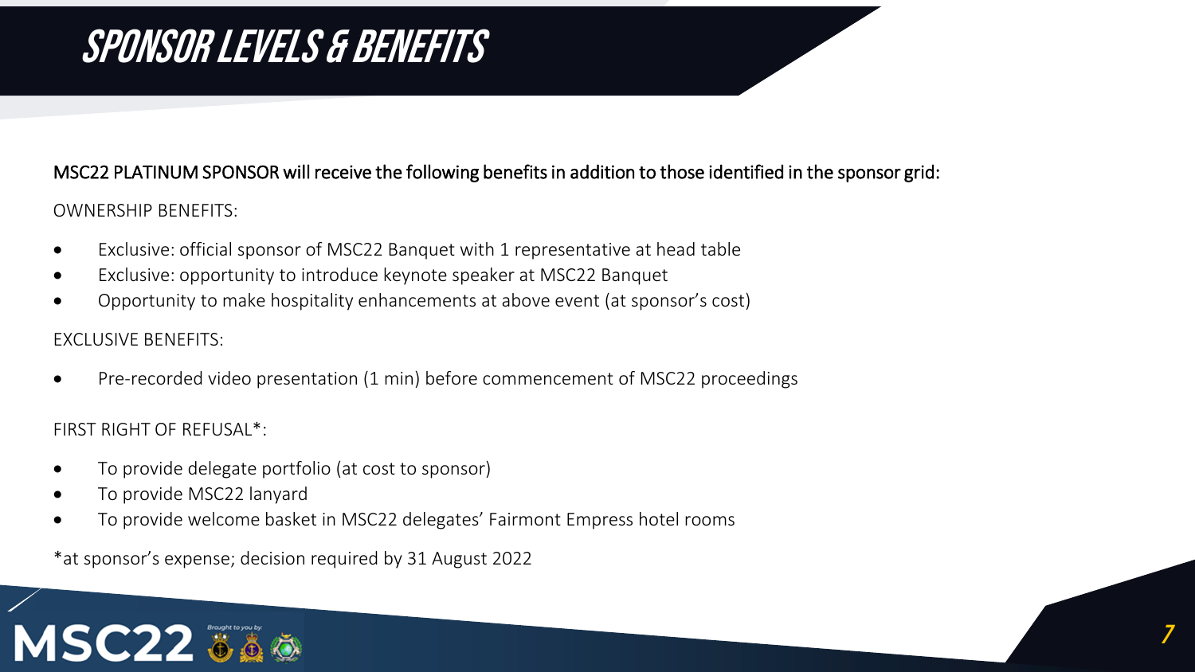# SPONSOR LEVELS & BENEFITS

MSC22 PLATINUM SPONSOR will receive the following benefits in addition to those identified in the sponsor grid:

OWNERSHIP BENEFITS:

- Exclusive: official sponsor of MSC22 Banquet with 1 representative at head table
- Exclusive: opportunity to introduce keynote speaker at MSC22 Banquet
- Opportunity to make hospitality enhancements at above event (at sponsor's cost)

EXCLUSIVE BENEFITS:

- Pre-recorded video presentation (1 min) before commencement of MSC22 proceedings

FIRST RIGHT OF REFUSAL*:

- To provide delegate portfolio (at cost to sponsor)
- To provide MSC22 lanyard
- To provide welcome basket in MSC22 delegates' Fairmont Empress hotel rooms

*at sponsor's expense; decision required by 31 August 2022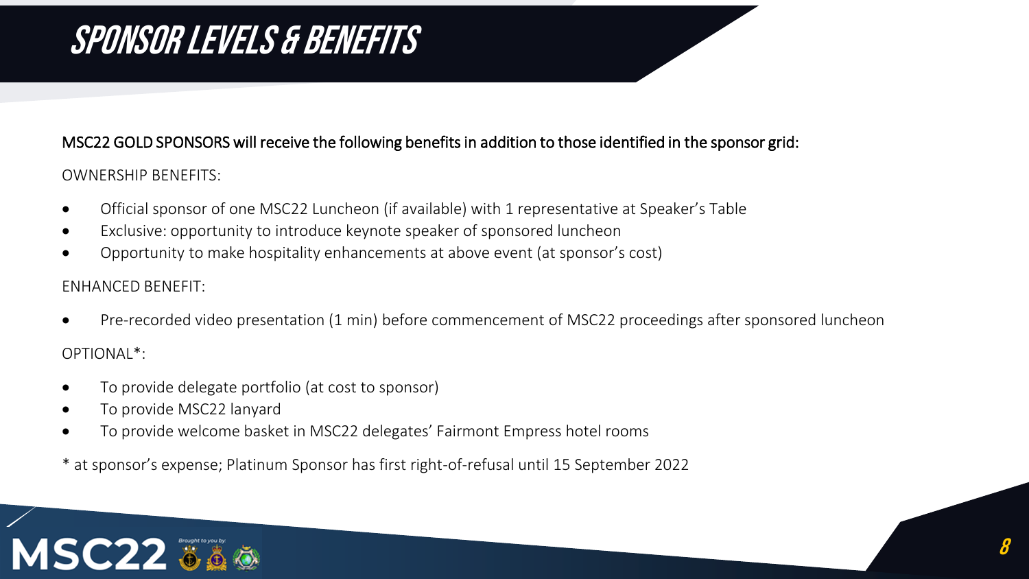# SPONSOR LEVELS & BENEFITS

MSC22 GOLD SPONSORS will receive the following benefits in addition to those identified in the sponsor grid:

OWNERSHIP BENEFITS:

- Official sponsor of one MSC22 Luncheon (if available) with 1 representative at Speaker's Table
- Exclusive: opportunity to introduce keynote speaker of sponsored luncheon
- Opportunity to make hospitality enhancements at above event (at sponsor's cost)

ENHANCED BENEFIT:

- Pre-recorded video presentation (1 min) before commencement of MSC22 proceedings after sponsored luncheon

OPTIONAL*:

- To provide delegate portfolio (at cost to sponsor)
- To provide MSC22 lanyard
- To provide welcome basket in MSC22 delegates' Fairmont Empress hotel rooms

* at sponsor's expense; Platinum Sponsor has first right-of-refusal until 15 September 2022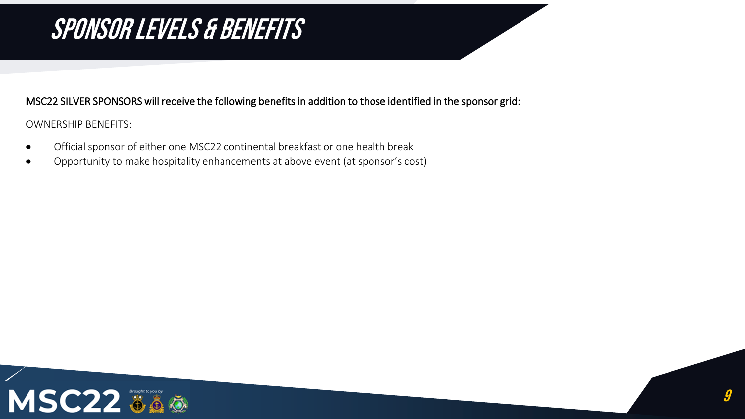# SPONSOR LEVELS & BENEFITS

MSC22 SILVER SPONSORS will receive the following benefits in addition to those identified in the sponsor grid:

OWNERSHIP BENEFITS:

- Official sponsor of either one MSC22 continental breakfast or one health break
- Opportunity to make hospitality enhancements at above event (at sponsor's cost)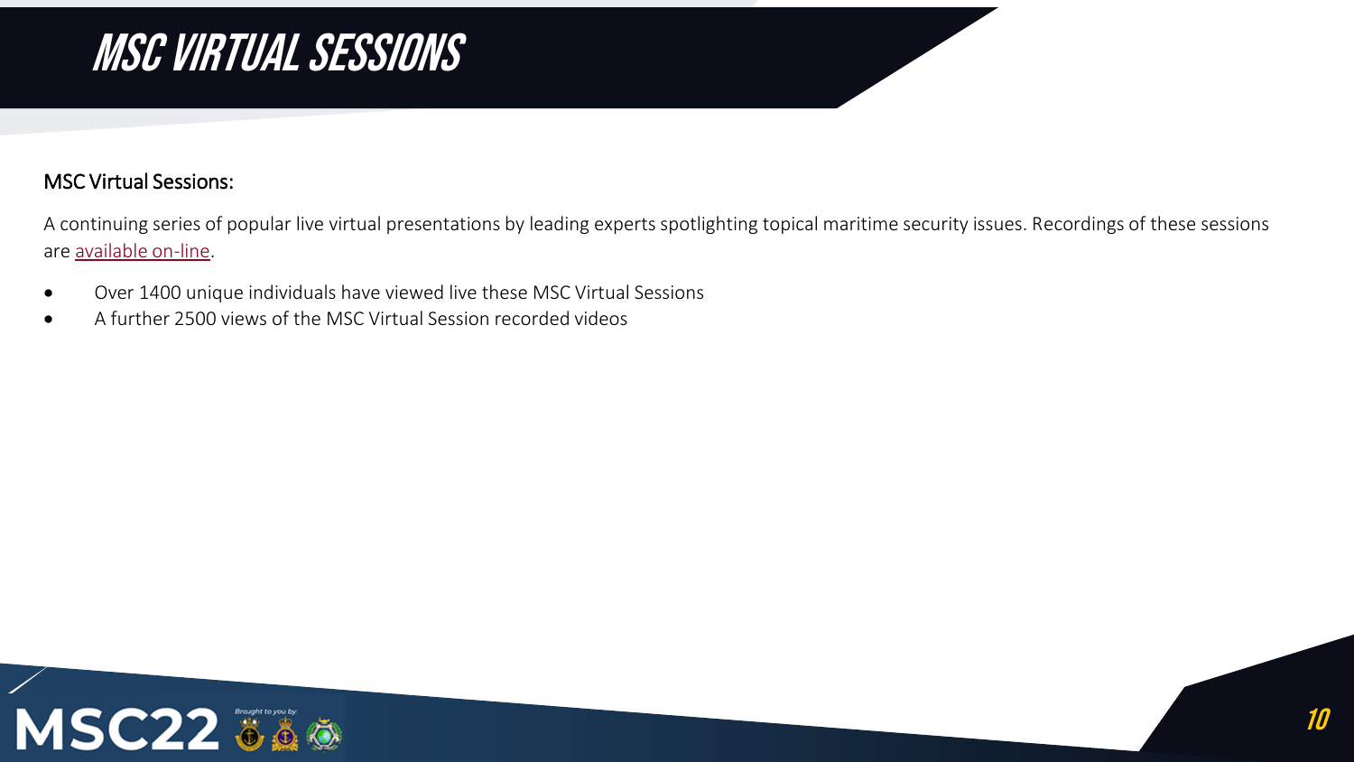# MSC VIRTUAL SESSIONS

MSC Virtual Sessions:

A continuing series of popular live virtual presentations by leading experts spotlighting topical maritime security issues. Recordings of these sessions are available on-line.

- Over 1400 unique individuals have viewed live these MSC Virtual Sessions
- A further 2500 views of the MSC Virtual Session recorded videos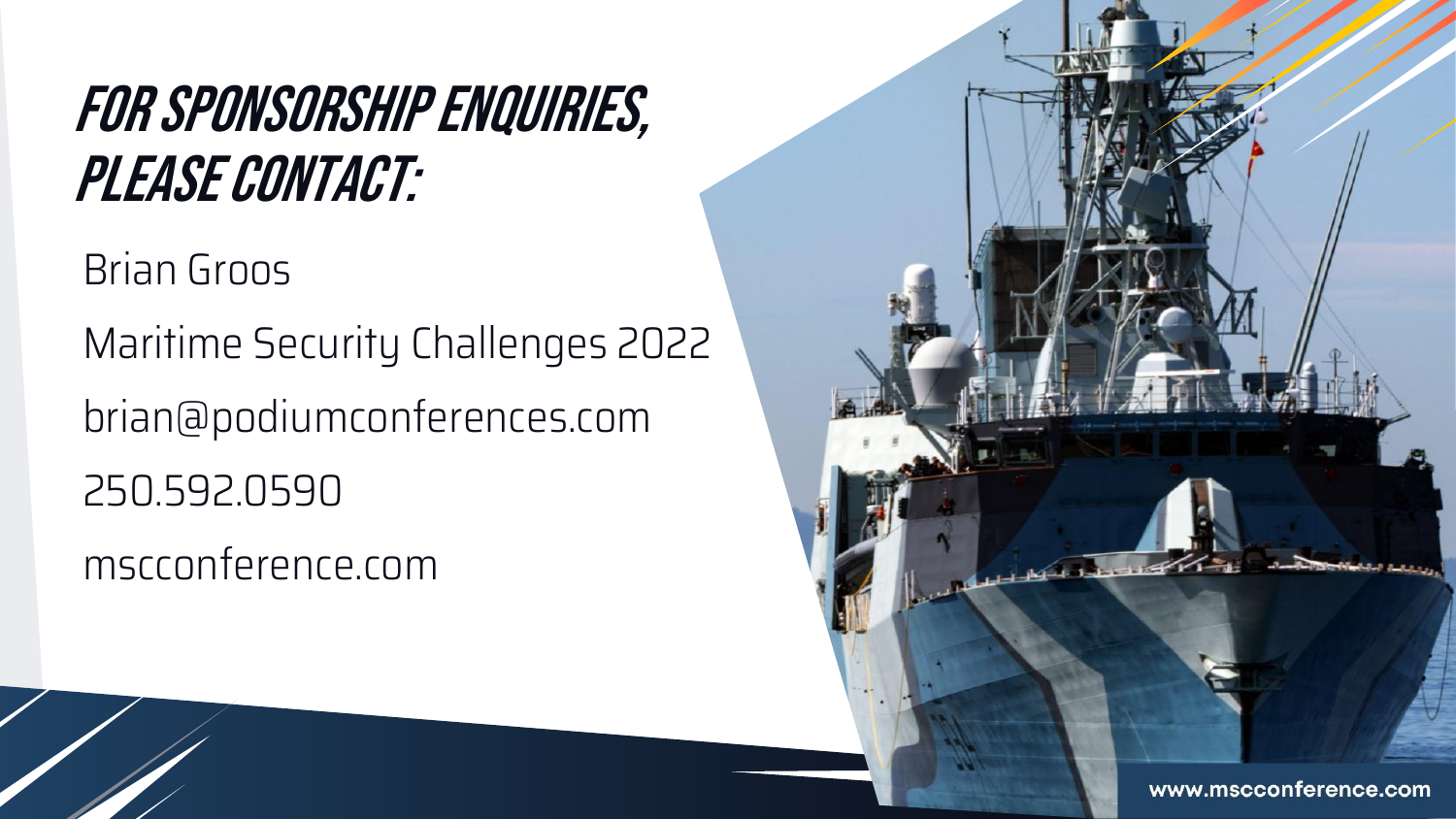# FOR SPONSORSHIP ENQUIRIES, PLEASE CONTACT:

Brian Groos

Maritime Security Challenges 2022

brian@podiumconferences.com

250.592.0590

mscconference.com